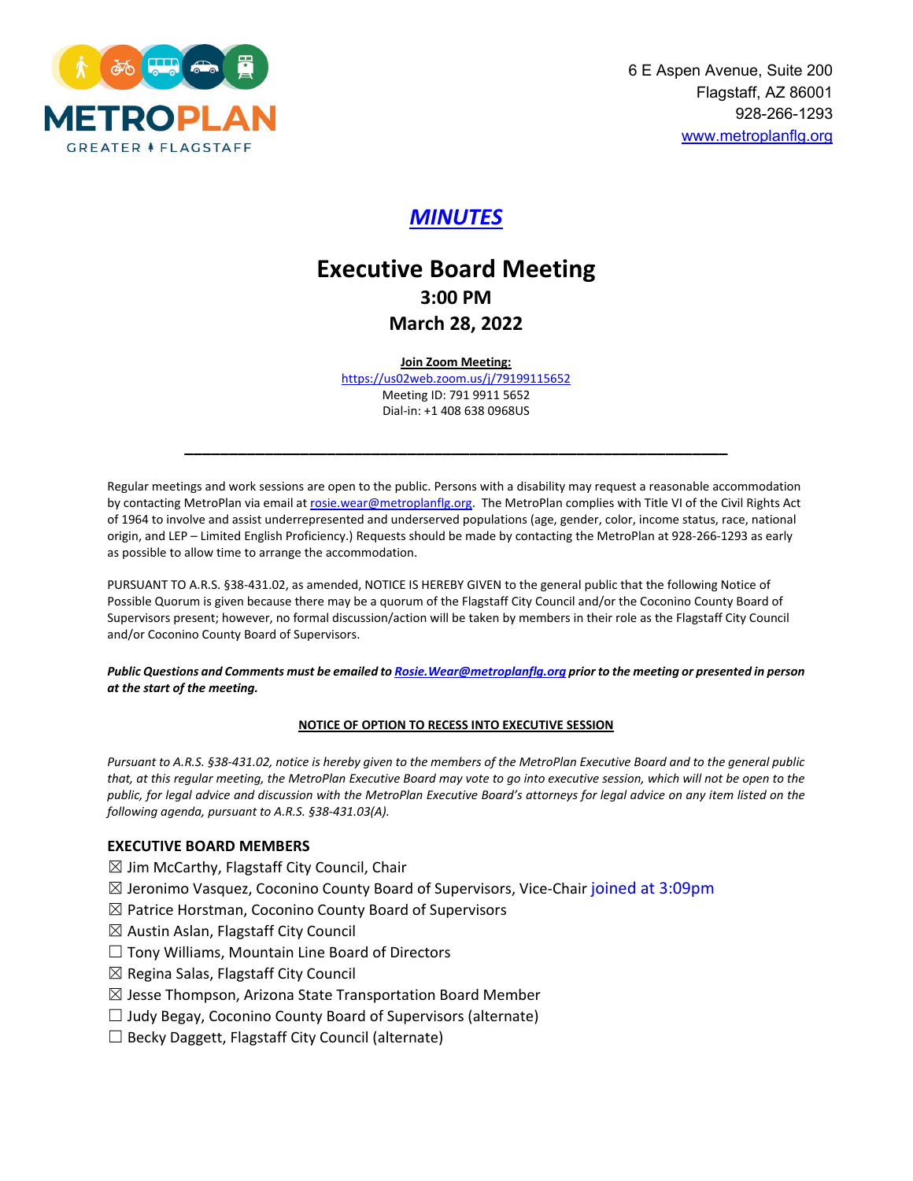METROPLAN
GREATER FLAGSTAFF

6 E Aspen Avenue, Suite 200
Flagstaff, AZ 86001
928-266-1293
www.metroplanflg.org

# *MINUTES*

## Executive Board Meeting
### 3:00 PM
### March 28, 2022

**Join Zoom Meeting:**
https://us02web.zoom.us/j/79199115652
Meeting ID: 791 9911 5652
Dial-in: +1 408 638 0968US

---

Regular meetings and work sessions are open to the public. Persons with a disability may request a reasonable accommodation by contacting MetroPlan via email at rosie.wear@metroplanflg.org. The MetroPlan complies with Title VI of the Civil Rights Act of 1964 to involve and assist underrepresented and underserved populations (age, gender, color, income status, race, national origin, and LEP – Limited English Proficiency.) Requests should be made by contacting the MetroPlan at 928-266-1293 as early as possible to allow time to arrange the accommodation.

PURSUANT TO A.R.S. §38-431.02, as amended, NOTICE IS HEREBY GIVEN to the general public that the following Notice of Possible Quorum is given because there may be a quorum of the Flagstaff City Council and/or the Coconino County Board of Supervisors present; however, no formal discussion/action will be taken by members in their role as the Flagstaff City Council and/or Coconino County Board of Supervisors.

***Public Questions and Comments must be emailed to Rosie.Wear@metroplanflg.org prior to the meeting or presented in person at the start of the meeting.***

**NOTICE OF OPTION TO RECESS INTO EXECUTIVE SESSION**

*Pursuant to A.R.S. §38-431.02, notice is hereby given to the members of the MetroPlan Executive Board and to the general public that, at this regular meeting, the MetroPlan Executive Board may vote to go into executive session, which will not be open to the public, for legal advice and discussion with the MetroPlan Executive Board's attorneys for legal advice on any item listed on the following agenda, pursuant to A.R.S. §38-431.03(A).*

**EXECUTIVE BOARD MEMBERS**

☒ Jim McCarthy, Flagstaff City Council, Chair
☒ Jeronimo Vasquez, Coconino County Board of Supervisors, Vice-Chair joined at 3:09pm
☒ Patrice Horstman, Coconino County Board of Supervisors
☒ Austin Aslan, Flagstaff City Council
☐ Tony Williams, Mountain Line Board of Directors
☒ Regina Salas, Flagstaff City Council
☒ Jesse Thompson, Arizona State Transportation Board Member
☐ Judy Begay, Coconino County Board of Supervisors (alternate)
☐ Becky Daggett, Flagstaff City Council (alternate)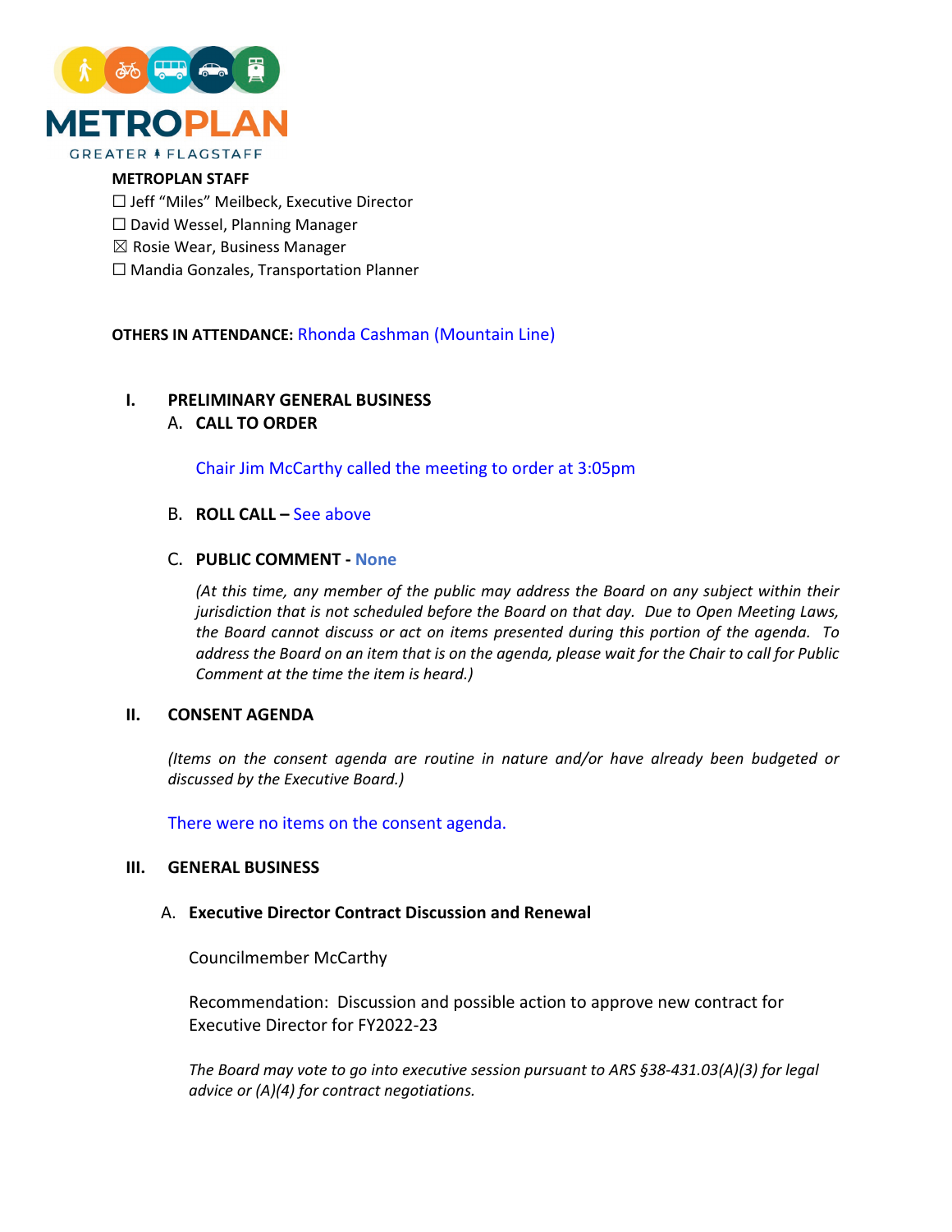**METROPLAN STAFF**

☐ Jeff "Miles" Meilbeck, Executive Director
☐ David Wessel, Planning Manager
☒ Rosie Wear, Business Manager
☐ Mandia Gonzales, Transportation Planner

**OTHERS IN ATTENDANCE:** Rhonda Cashman (Mountain Line)

## I. PRELIMINARY GENERAL BUSINESS

### A. CALL TO ORDER

Chair Jim McCarthy called the meeting to order at 3:05pm

### B. ROLL CALL – See above

### C. PUBLIC COMMENT - None

*(At this time, any member of the public may address the Board on any subject within their jurisdiction that is not scheduled before the Board on that day. Due to Open Meeting Laws, the Board cannot discuss or act on items presented during this portion of the agenda. To address the Board on an item that is on the agenda, please wait for the Chair to call for Public Comment at the time the item is heard.)*

## II. CONSENT AGENDA

*(Items on the consent agenda are routine in nature and/or have already been budgeted or discussed by the Executive Board.)*

There were no items on the consent agenda.

## III. GENERAL BUSINESS

### A. Executive Director Contract Discussion and Renewal

Councilmember McCarthy

Recommendation: Discussion and possible action to approve new contract for Executive Director for FY2022-23

*The Board may vote to go into executive session pursuant to ARS §38-431.03(A)(3) for legal advice or (A)(4) for contract negotiations.*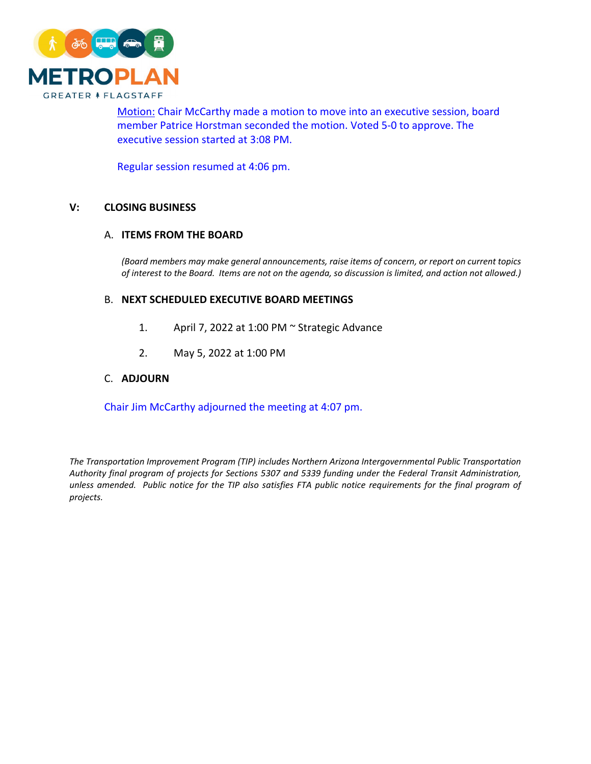Motion: Chair McCarthy made a motion to move into an executive session, board member Patrice Horstman seconded the motion. Voted 5-0 to approve. The executive session started at 3:08 PM.

Regular session resumed at 4:06 pm.

## V: CLOSING BUSINESS

### A. ITEMS FROM THE BOARD

*(Board members may make general announcements, raise items of concern, or report on current topics of interest to the Board. Items are not on the agenda, so discussion is limited, and action not allowed.)*

### B. NEXT SCHEDULED EXECUTIVE BOARD MEETINGS

1. April 7, 2022 at 1:00 PM ~ Strategic Advance
2. May 5, 2022 at 1:00 PM

### C. ADJOURN

Chair Jim McCarthy adjourned the meeting at 4:07 pm.

*The Transportation Improvement Program (TIP) includes Northern Arizona Intergovernmental Public Transportation Authority final program of projects for Sections 5307 and 5339 funding under the Federal Transit Administration, unless amended. Public notice for the TIP also satisfies FTA public notice requirements for the final program of projects.*